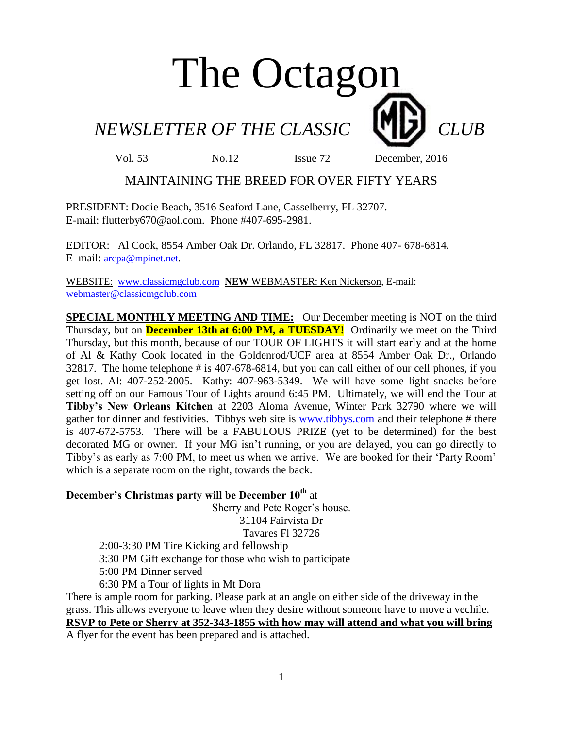# The Octagon

## *NEWSLETTER OF THE CLASSIC MG CLUB*

Vol. 53 No.12 Issue 72 December, 2016

MAINTAINING THE BREED FOR OVER FIFTY YEARS

PRESIDENT: Dodie Beach, 3516 Seaford Lane, Casselberry, FL 32707.
E-mail: flutterby670@aol.com. Phone #407-695-2981.

EDITOR: Al Cook, 8554 Amber Oak Dr. Orlando, FL 32817. Phone 407- 678-6814.
E–mail: arcpa@mpinet.net.

WEBSITE: www.classicmgclub.com **NEW** WEBMASTER: Ken Nickerson, E-mail: webmaster@classicmgclub.com

**SPECIAL MONTHLY MEETING AND TIME:** Our December meeting is NOT on the third Thursday, but on **December 13th at 6:00 PM, a TUESDAY!** Ordinarily we meet on the Third Thursday, but this month, because of our TOUR OF LIGHTS it will start early and at the home of Al & Kathy Cook located in the Goldenrod/UCF area at 8554 Amber Oak Dr., Orlando 32817. The home telephone # is 407-678-6814, but you can call either of our cell phones, if you get lost. Al: 407-252-2005. Kathy: 407-963-5349. We will have some light snacks before setting off on our Famous Tour of Lights around 6:45 PM. Ultimately, we will end the Tour at **Tibby's New Orleans Kitchen** at 2203 Aloma Avenue, Winter Park 32790 where we will gather for dinner and festivities. Tibbys web site is www.tibbys.com and their telephone # there is 407-672-5753. There will be a FABULOUS PRIZE (yet to be determined) for the best decorated MG or owner. If your MG isn't running, or you are delayed, you can go directly to Tibby's as early as 7:00 PM, to meet us when we arrive. We are booked for their 'Party Room' which is a separate room on the right, towards the back.

**December's Christmas party will be December 10th** at

Sherry and Pete Roger's house.
31104 Fairvista Dr
Tavares Fl 32726

2:00-3:30 PM Tire Kicking and fellowship
3:30 PM Gift exchange for those who wish to participate
5:00 PM Dinner served
6:30 PM a Tour of lights in Mt Dora

There is ample room for parking. Please park at an angle on either side of the driveway in the grass. This allows everyone to leave when they desire without someone have to move a vechile.

**RSVP to Pete or Sherry at 352-343-1855 with how may will attend and what you will bring**

A flyer for the event has been prepared and is attached.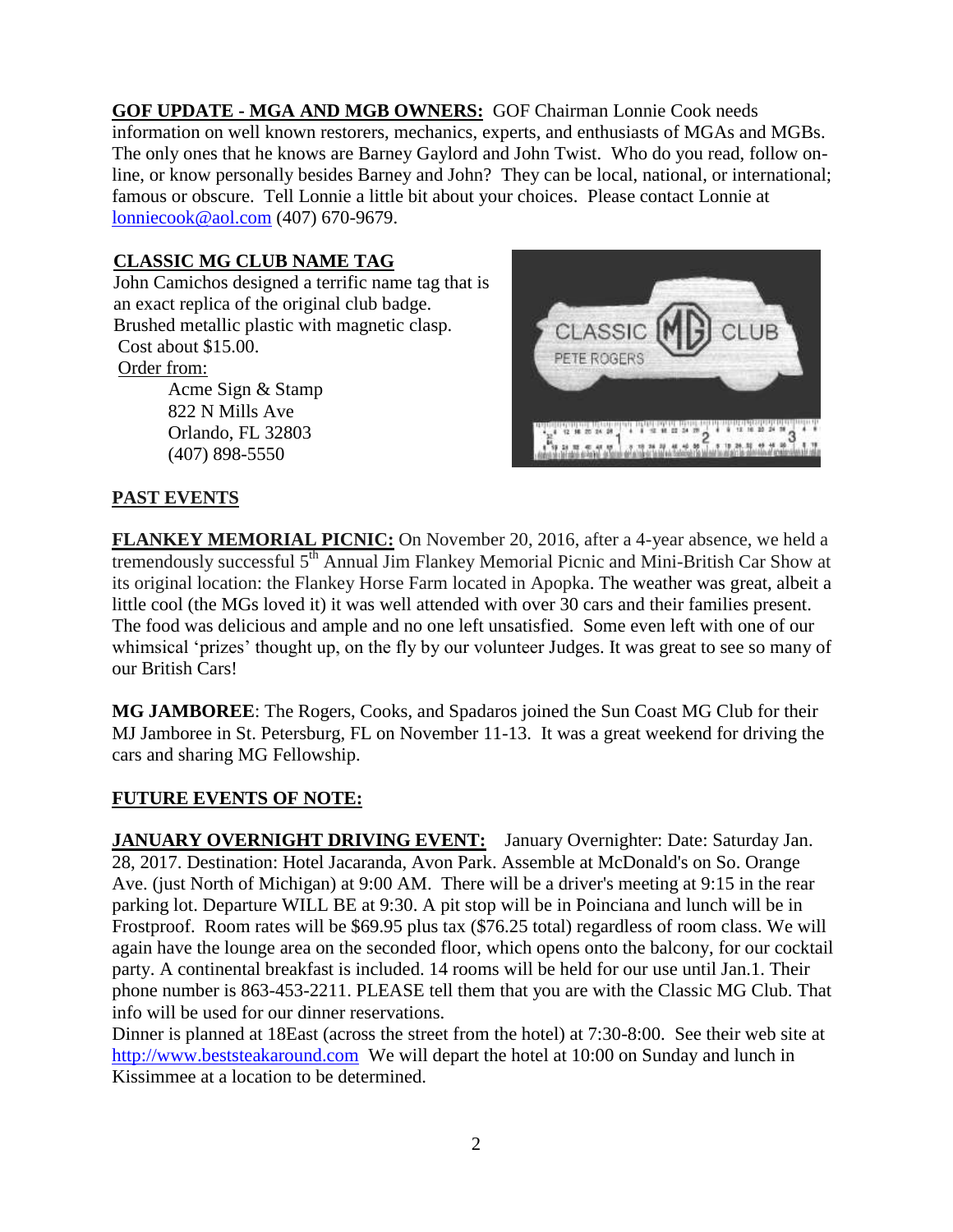**GOF UPDATE - MGA AND MGB OWNERS:** GOF Chairman Lonnie Cook needs information on well known restorers, mechanics, experts, and enthusiasts of MGAs and MGBs. The only ones that he knows are Barney Gaylord and John Twist. Who do you read, follow on-line, or know personally besides Barney and John? They can be local, national, or international; famous or obscure. Tell Lonnie a little bit about your choices. Please contact Lonnie at lonniecook@aol.com (407) 670-9679.

**CLASSIC MG CLUB NAME TAG**

John Camichos designed a terrific name tag that is an exact replica of the original club badge. Brushed metallic plastic with magnetic clasp. Cost about $15.00.

Order from:

Acme Sign & Stamp
822 N Mills Ave
Orlando, FL 32803
(407) 898-5550

**PAST EVENTS**

**FLANKEY MEMORIAL PICNIC:** On November 20, 2016, after a 4-year absence, we held a tremendously successful 5th Annual Jim Flankey Memorial Picnic and Mini-British Car Show at its original location: the Flankey Horse Farm located in Apopka. The weather was great, albeit a little cool (the MGs loved it) it was well attended with over 30 cars and their families present. The food was delicious and ample and no one left unsatisfied. Some even left with one of our whimsical 'prizes' thought up, on the fly by our volunteer Judges. It was great to see so many of our British Cars!

**MG JAMBOREE**: The Rogers, Cooks, and Spadaros joined the Sun Coast MG Club for their MJ Jamboree in St. Petersburg, FL on November 11-13. It was a great weekend for driving the cars and sharing MG Fellowship.

**FUTURE EVENTS OF NOTE:**

**JANUARY OVERNIGHT DRIVING EVENT:** January Overnighter: Date: Saturday Jan. 28, 2017. Destination: Hotel Jacaranda, Avon Park. Assemble at McDonald's on So. Orange Ave. (just North of Michigan) at 9:00 AM. There will be a driver's meeting at 9:15 in the rear parking lot. Departure WILL BE at 9:30. A pit stop will be in Poinciana and lunch will be in Frostproof. Room rates will be $69.95 plus tax ($76.25 total) regardless of room class. We will again have the lounge area on the seconded floor, which opens onto the balcony, for our cocktail party. A continental breakfast is included. 14 rooms will be held for our use until Jan.1. Their phone number is 863-453-2211. PLEASE tell them that you are with the Classic MG Club. That info will be used for our dinner reservations.

Dinner is planned at 18East (across the street from the hotel) at 7:30-8:00. See their web site at http://www.beststeakaround.com We will depart the hotel at 10:00 on Sunday and lunch in Kissimmee at a location to be determined.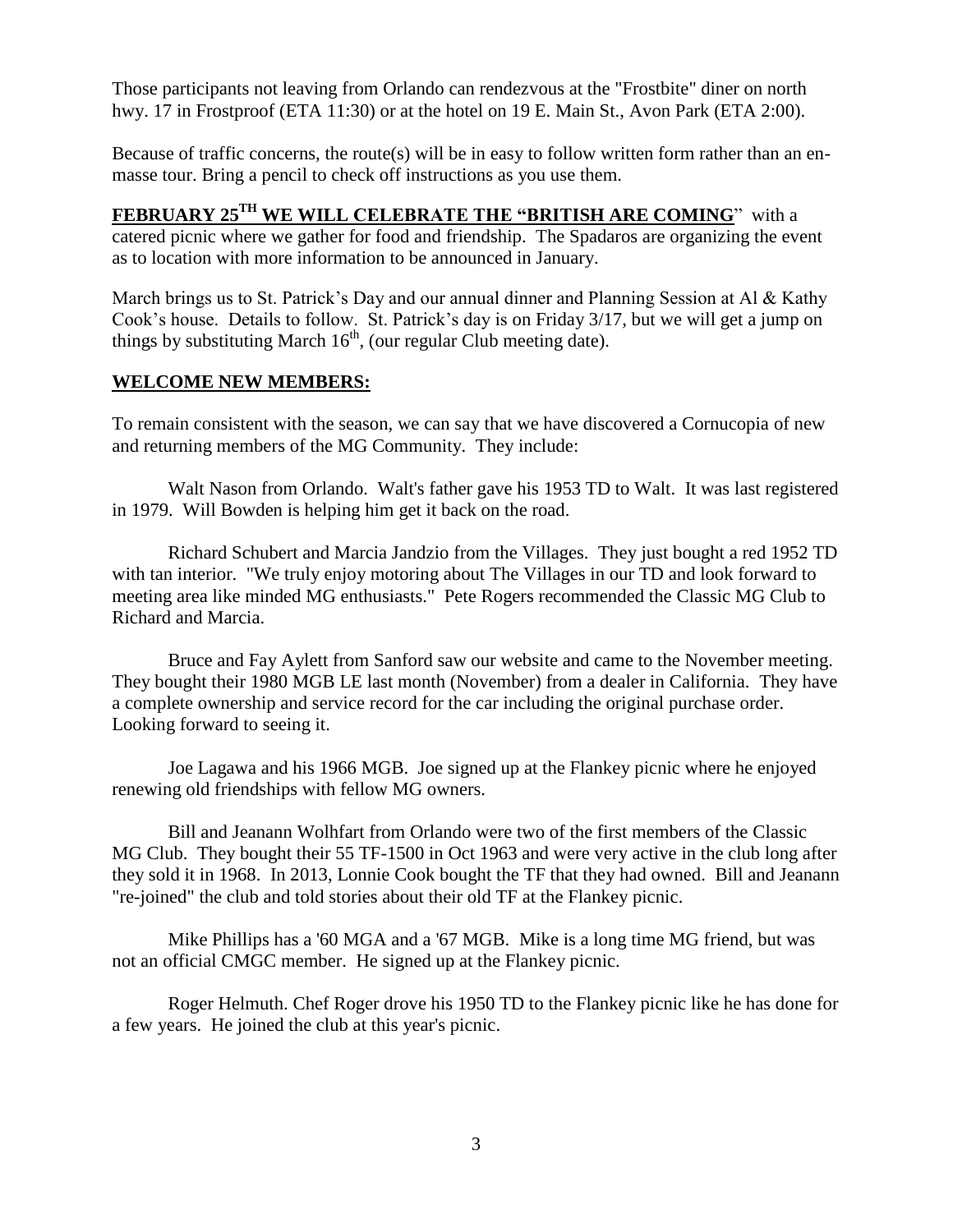Those participants not leaving from Orlando can rendezvous at the "Frostbite" diner on north hwy. 17 in Frostproof (ETA 11:30) or at the hotel on 19 E. Main St., Avon Park (ETA 2:00).

Because of traffic concerns, the route(s) will be in easy to follow written form rather than an en-masse tour. Bring a pencil to check off instructions as you use them.

**FEBRUARY 25TH WE WILL CELEBRATE THE "BRITISH ARE COMING"** with a catered picnic where we gather for food and friendship. The Spadaros are organizing the event as to location with more information to be announced in January.

March brings us to St. Patrick's Day and our annual dinner and Planning Session at Al & Kathy Cook's house. Details to follow. St. Patrick's day is on Friday 3/17, but we will get a jump on things by substituting March 16th, (our regular Club meeting date).

## WELCOME NEW MEMBERS:

To remain consistent with the season, we can say that we have discovered a Cornucopia of new and returning members of the MG Community. They include:

Walt Nason from Orlando. Walt's father gave his 1953 TD to Walt. It was last registered in 1979. Will Bowden is helping him get it back on the road.

Richard Schubert and Marcia Jandzio from the Villages. They just bought a red 1952 TD with tan interior. "We truly enjoy motoring about The Villages in our TD and look forward to meeting area like minded MG enthusiasts." Pete Rogers recommended the Classic MG Club to Richard and Marcia.

Bruce and Fay Aylett from Sanford saw our website and came to the November meeting. They bought their 1980 MGB LE last month (November) from a dealer in California. They have a complete ownership and service record for the car including the original purchase order. Looking forward to seeing it.

Joe Lagawa and his 1966 MGB. Joe signed up at the Flankey picnic where he enjoyed renewing old friendships with fellow MG owners.

Bill and Jeanann Wolhfart from Orlando were two of the first members of the Classic MG Club. They bought their 55 TF-1500 in Oct 1963 and were very active in the club long after they sold it in 1968. In 2013, Lonnie Cook bought the TF that they had owned. Bill and Jeanann "re-joined" the club and told stories about their old TF at the Flankey picnic.

Mike Phillips has a '60 MGA and a '67 MGB. Mike is a long time MG friend, but was not an official CMGC member. He signed up at the Flankey picnic.

Roger Helmuth. Chef Roger drove his 1950 TD to the Flankey picnic like he has done for a few years. He joined the club at this year's picnic.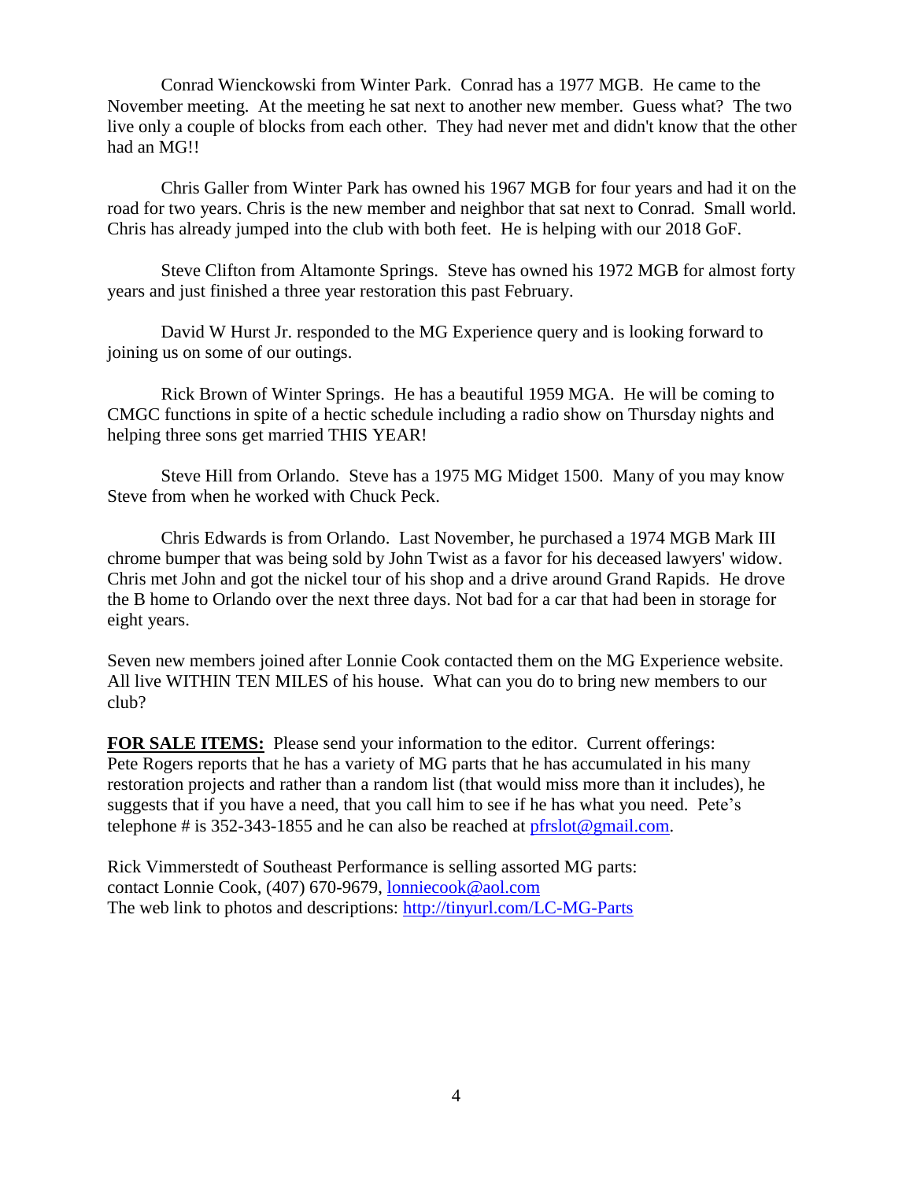Conrad Wienckowski from Winter Park. Conrad has a 1977 MGB. He came to the November meeting. At the meeting he sat next to another new member. Guess what? The two live only a couple of blocks from each other. They had never met and didn't know that the other had an MG!!

Chris Galler from Winter Park has owned his 1967 MGB for four years and had it on the road for two years. Chris is the new member and neighbor that sat next to Conrad. Small world. Chris has already jumped into the club with both feet. He is helping with our 2018 GoF.

Steve Clifton from Altamonte Springs. Steve has owned his 1972 MGB for almost forty years and just finished a three year restoration this past February.

David W Hurst Jr. responded to the MG Experience query and is looking forward to joining us on some of our outings.

Rick Brown of Winter Springs. He has a beautiful 1959 MGA. He will be coming to CMGC functions in spite of a hectic schedule including a radio show on Thursday nights and helping three sons get married THIS YEAR!

Steve Hill from Orlando. Steve has a 1975 MG Midget 1500. Many of you may know Steve from when he worked with Chuck Peck.

Chris Edwards is from Orlando. Last November, he purchased a 1974 MGB Mark III chrome bumper that was being sold by John Twist as a favor for his deceased lawyers' widow. Chris met John and got the nickel tour of his shop and a drive around Grand Rapids. He drove the B home to Orlando over the next three days. Not bad for a car that had been in storage for eight years.

Seven new members joined after Lonnie Cook contacted them on the MG Experience website. All live WITHIN TEN MILES of his house. What can you do to bring new members to our club?

**FOR SALE ITEMS:** Please send your information to the editor. Current offerings:
Pete Rogers reports that he has a variety of MG parts that he has accumulated in his many restoration projects and rather than a random list (that would miss more than it includes), he suggests that if you have a need, that you call him to see if he has what you need. Pete's telephone # is 352-343-1855 and he can also be reached at pfrslot@gmail.com.

Rick Vimmerstedt of Southeast Performance is selling assorted MG parts:
contact Lonnie Cook, (407) 670-9679, lonniecook@aol.com
The web link to photos and descriptions: http://tinyurl.com/LC-MG-Parts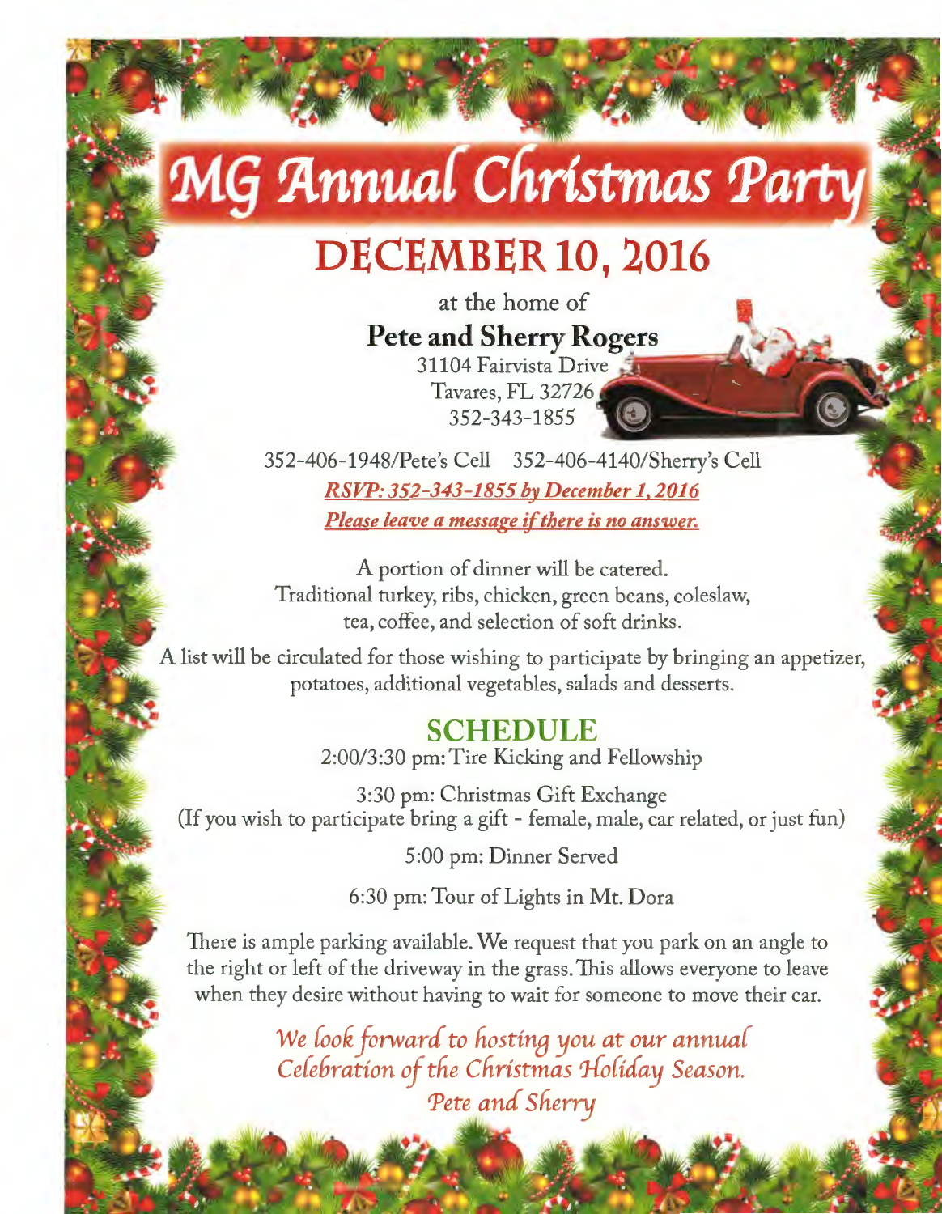# MG Annual Christmas Party

## DECEMBER 10, 2016

at the home of

**Pete and Sherry Rogers**

31104 Fairvista Drive
Tavares, FL 32726
352-343-1855

352-406-1948/Pete's Cell 352-406-4140/Sherry's Cell

***RSVP: 352-343-1855 by December 1, 2016***

***Please leave a message if there is no answer.***

A portion of dinner will be catered.
Traditional turkey, ribs, chicken, green beans, coleslaw, tea, coffee, and selection of soft drinks.

A list will be circulated for those wishing to participate by bringing an appetizer, potatoes, additional vegetables, salads and desserts.

## SCHEDULE

2:00/3:30 pm: Tire Kicking and Fellowship

3:30 pm: Christmas Gift Exchange
(If you wish to participate bring a gift - female, male, car related, or just fun)

5:00 pm: Dinner Served

6:30 pm: Tour of Lights in Mt. Dora

There is ample parking available. We request that you park on an angle to the right or left of the driveway in the grass. This allows everyone to leave when they desire without having to wait for someone to move their car.

*We look forward to hosting you at our annual Celebration of the Christmas Holiday Season.*
*Pete and Sherry*